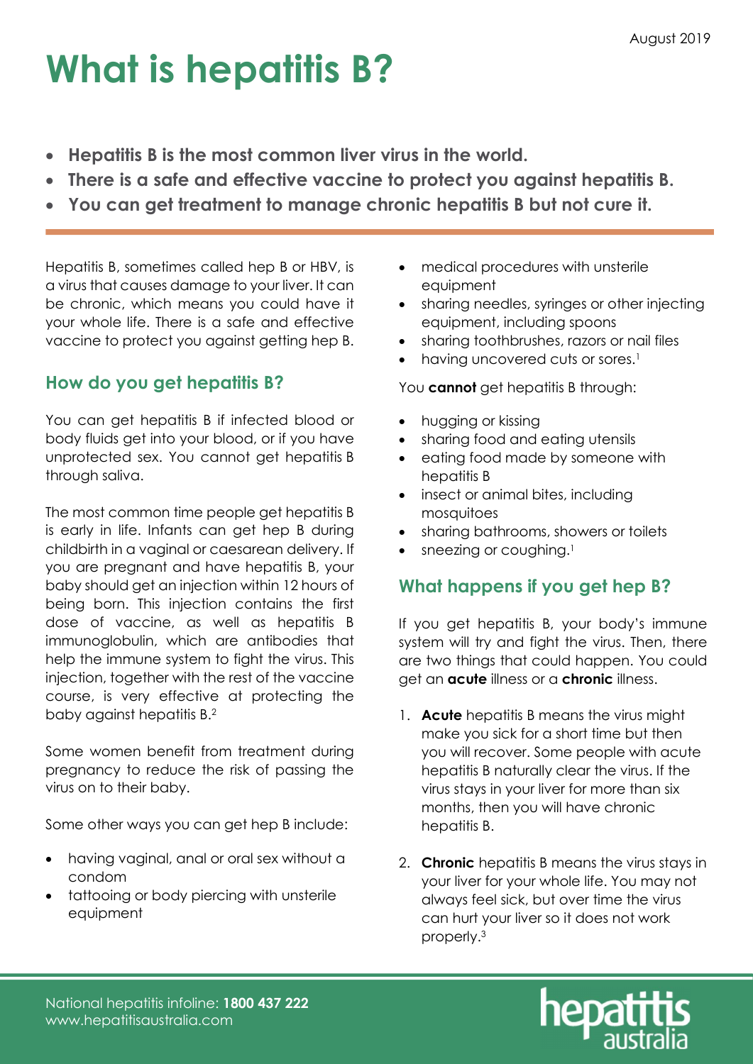August 2019

# What is hepatitis B?

- **Hepatitis B is the most common liver virus in the world.**
- **There is a safe and effective vaccine to protect you against hepatitis B.**
- **You can get treatment to manage chronic hepatitis B but not cure it.**

Hepatitis B, sometimes called hep B or HBV, is a virus that causes damage to your liver. It can be chronic, which means you could have it your whole life. There is a safe and effective vaccine to protect you against getting hep B.

## How do you get hepatitis B?

You can get hepatitis B if infected blood or body fluids get into your blood, or if you have unprotected sex. You cannot get hepatitis B through saliva.

The most common time people get hepatitis B is early in life. Infants can get hep B during childbirth in a vaginal or caesarean delivery. If you are pregnant and have hepatitis B, your baby should get an injection within 12 hours of being born. This injection contains the first dose of vaccine, as well as hepatitis B immunoglobulin, which are antibodies that help the immune system to fight the virus. This injection, together with the rest of the vaccine course, is very effective at protecting the baby against hepatitis B.[2]

Some women benefit from treatment during pregnancy to reduce the risk of passing the virus on to their baby.

Some other ways you can get hep B include:

- having vaginal, anal or oral sex without a condom
- tattooing or body piercing with unsterile equipment
- medical procedures with unsterile equipment
- sharing needles, syringes or other injecting equipment, including spoons
- sharing toothbrushes, razors or nail files
- having uncovered cuts or sores.[1]

You **cannot** get hepatitis B through:

- hugging or kissing
- sharing food and eating utensils
- eating food made by someone with hepatitis B
- insect or animal bites, including mosquitoes
- sharing bathrooms, showers or toilets
- sneezing or coughing.[1]

## What happens if you get hep B?

If you get hepatitis B, your body's immune system will try and fight the virus. Then, there are two things that could happen. You could get an **acute** illness or a **chronic** illness.

1. **Acute** hepatitis B means the virus might make you sick for a short time but then you will recover. Some people with acute hepatitis B naturally clear the virus. If the virus stays in your liver for more than six months, then you will have chronic hepatitis B.

2. **Chronic** hepatitis B means the virus stays in your liver for your whole life. You may not always feel sick, but over time the virus can hurt your liver so it does not work properly.[3]

National hepatitis infoline: **1800 437 222**
www.hepatitisaustralia.com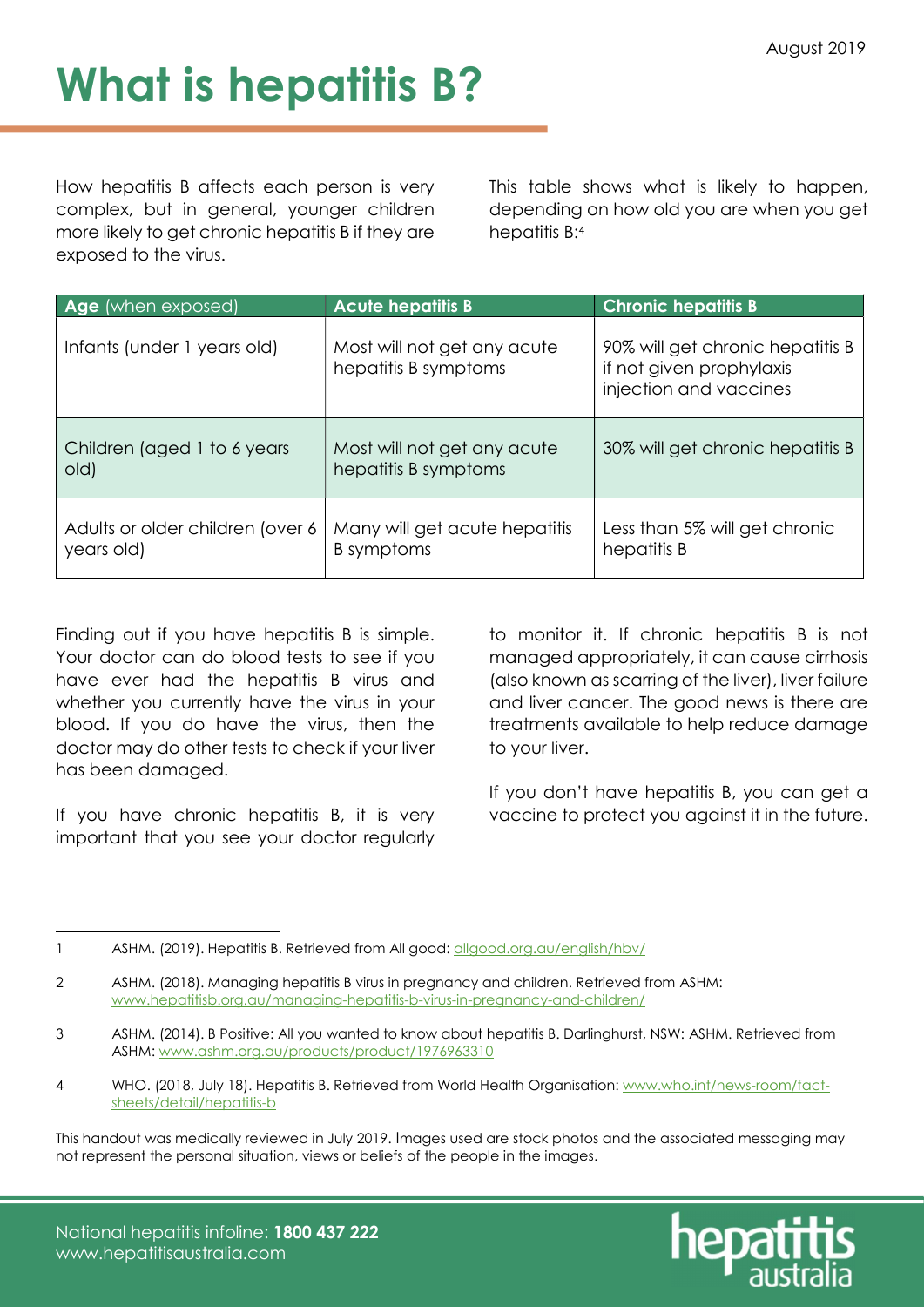# What is hepatitis B?

How hepatitis B affects each person is very complex, but in general, younger children more likely to get chronic hepatitis B if they are exposed to the virus.

This table shows what is likely to happen, depending on how old you are when you get hepatitis B:[4]

| **Age** (when exposed) | **Acute hepatitis B** | **Chronic hepatitis B** |
|---|---|---|
| Infants (under 1 years old) | Most will not get any acute hepatitis B symptoms | 90% will get chronic hepatitis B if not given prophylaxis injection and vaccines |
| Children (aged 1 to 6 years old) | Most will not get any acute hepatitis B symptoms | 30% will get chronic hepatitis B |
| Adults or older children (over 6 years old) | Many will get acute hepatitis B symptoms | Less than 5% will get chronic hepatitis B |

Finding out if you have hepatitis B is simple. Your doctor can do blood tests to see if you have ever had the hepatitis B virus and whether you currently have the virus in your blood. If you do have the virus, then the doctor may do other tests to check if your liver has been damaged.

If you have chronic hepatitis B, it is very important that you see your doctor regularly to monitor it. If chronic hepatitis B is not managed appropriately, it can cause cirrhosis (also known as scarring of the liver), liver failure and liver cancer. The good news is there are treatments available to help reduce damage to your liver.

If you don't have hepatitis B, you can get a vaccine to protect you against it in the future.

---

1 ASHM. (2019). Hepatitis B. Retrieved from All good: allgood.org.au/english/hbv/

2 ASHM. (2018). Managing hepatitis B virus in pregnancy and children. Retrieved from ASHM: www.hepatitisb.org.au/managing-hepatitis-b-virus-in-pregnancy-and-children/

3 ASHM. (2014). B Positive: All you wanted to know about hepatitis B. Darlinghurst, NSW: ASHM. Retrieved from ASHM: www.ashm.org.au/products/product/1976963310

4 WHO. (2018, July 18). Hepatitis B. Retrieved from World Health Organisation: www.who.int/news-room/fact-sheets/detail/hepatitis-b

This handout was medically reviewed in July 2019. Images used are stock photos and the associated messaging may not represent the personal situation, views or beliefs of the people in the images.

National hepatitis infoline: **1800 437 222**
www.hepatitisaustralia.com